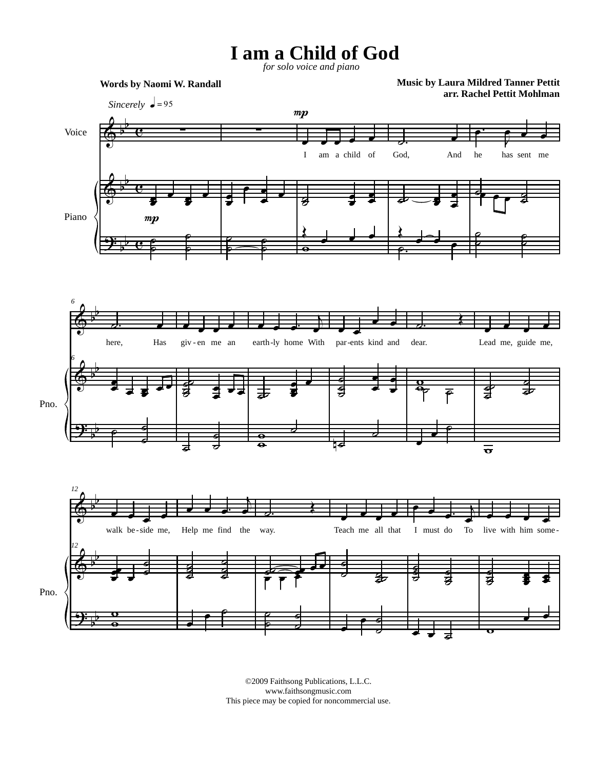# I am a Child of God

*for solo voice and piano*

**Words by Naomi W. Randall**

**Music by Laura Mildred Tanner Pettit**
**arr. Rachel Pettit Mohlman**

*Sincerely* ♩ = 95

I am a child of God, And he has sent me here, Has giv-en me an earth-ly home With par-ents kind and dear. Lead me, guide me, walk be-side me, Help me find the way. Teach me all that I must do To live with him some-

©2009 Faithsong Publications, L.L.C.
www.faithsongmusic.com
This piece may be copied for noncommercial use.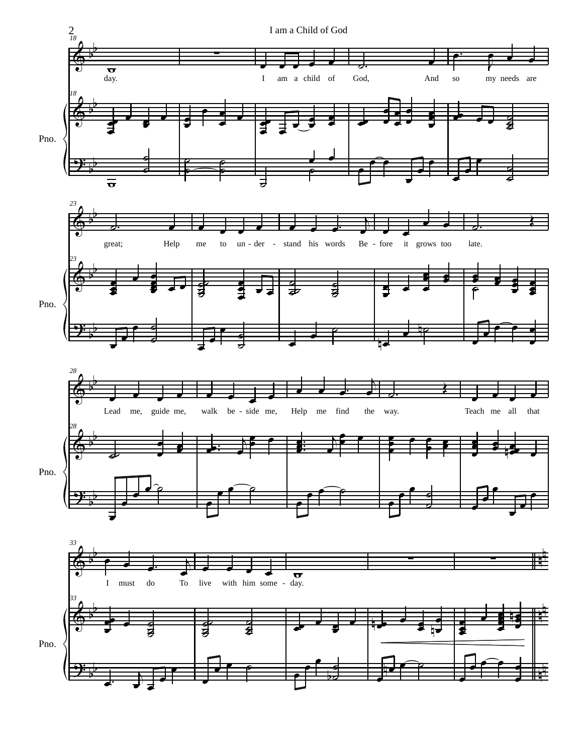day. I am a child of God, And so my needs are great; Help me to un - der - stand his words Be - fore it grows too late.

Lead me, guide me, walk be - side me, Help me find the way. Teach me all that I must do To live with him some - day.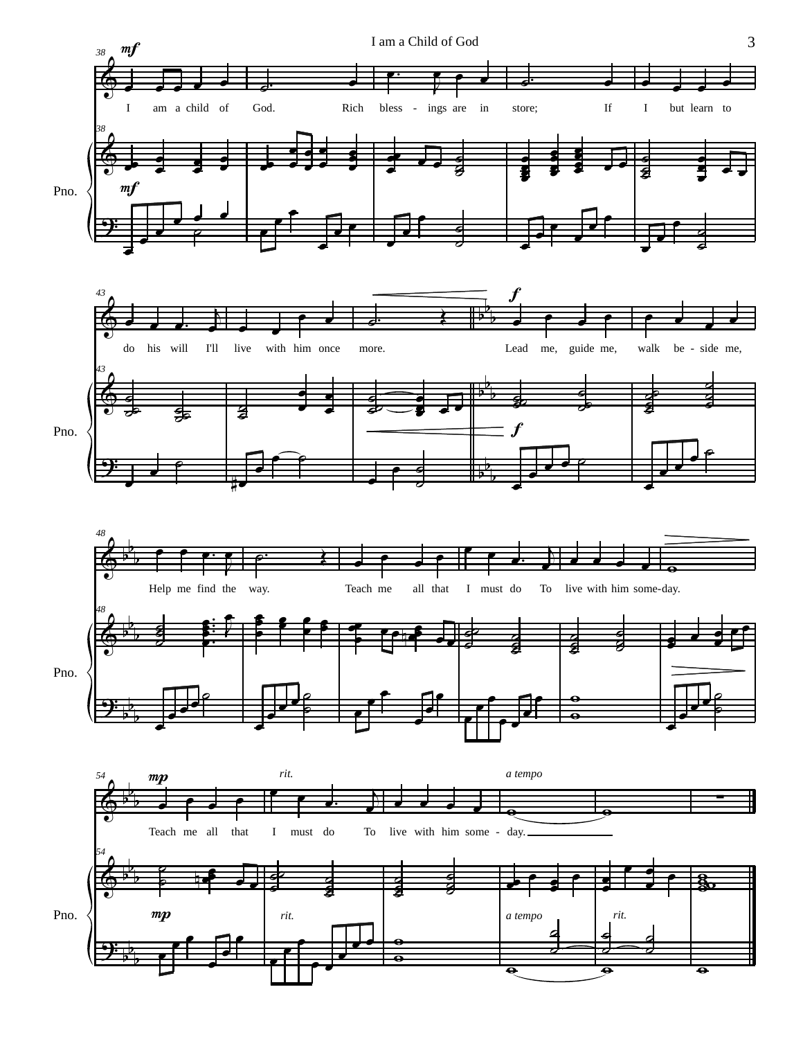mf

I am a child of God. Rich bless - ings are in store; If I but learn to

do his will I'll live with him once more. Lead me, guide me, walk be - side me,

f

Help me find the way. Teach me all that I must do To live with him some-day.

mp rit. a tempo

Teach me all that I must do To live with him some - day.

Pno.